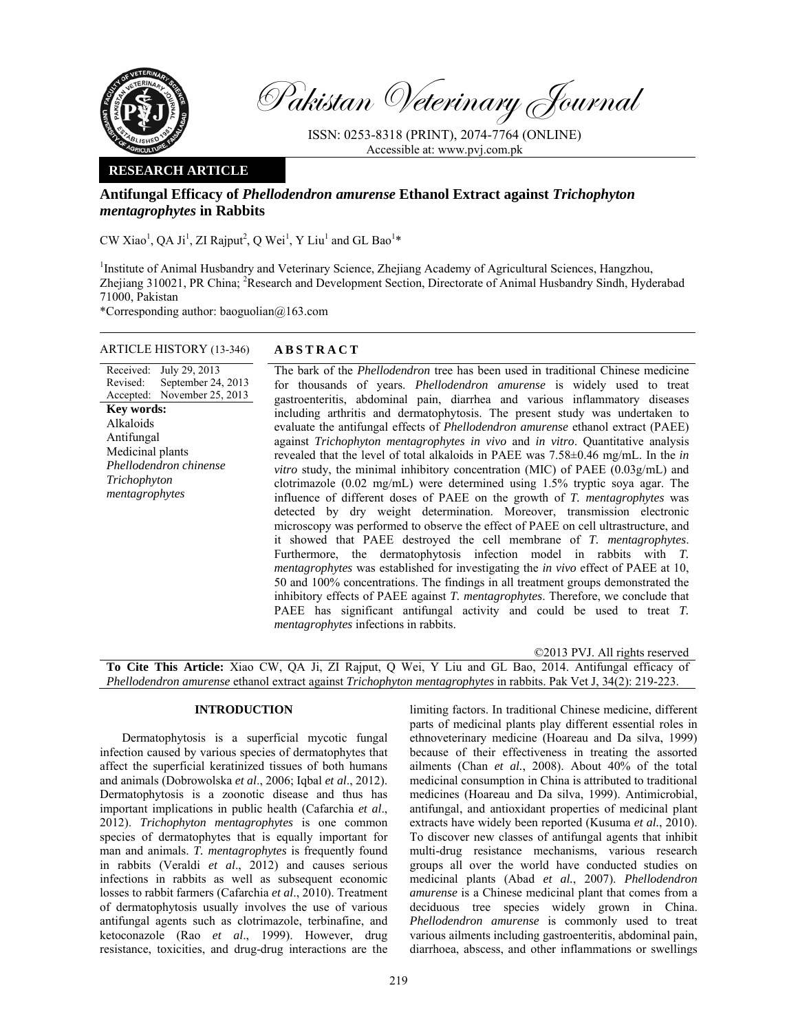# Pakistan Veterinary Journal

ISSN: 0253-8318 (PRINT), 2074-7764 (ONLINE)
Accessible at: www.pvj.com.pk

**RESEARCH ARTICLE**

## Antifungal Efficacy of *Phellodendron amurense* Ethanol Extract against *Trichophyton mentagrophytes* in Rabbits

CW Xiao[1], QA Ji[1], ZI Rajput[2], Q Wei[1], Y Liu[1] and GL Bao[1]*

[1]Institute of Animal Husbandry and Veterinary Science, Zhejiang Academy of Agricultural Sciences, Hangzhou, Zhejiang 310021, PR China; [2]Research and Development Section, Directorate of Animal Husbandry Sindh, Hyderabad 71000, Pakistan

*Corresponding author: baoguolian@163.com

**ARTICLE HISTORY** (13-346)

Received: July 29, 2013
Revised: September 24, 2013
Accepted: November 25, 2013

**Key words:**
Alkaloids
Antifungal
Medicinal plants
*Phellodendron chinense*
*Trichophyton mentagrophytes*

**ABSTRACT**

The bark of the *Phellodendron* tree has been used in traditional Chinese medicine for thousands of years. *Phellodendron amurense* is widely used to treat gastroenteritis, abdominal pain, diarrhea and various inflammatory diseases including arthritis and dermatophytosis. The present study was undertaken to evaluate the antifungal effects of *Phellodendron amurense* ethanol extract (PAEE) against *Trichophyton mentagrophytes in vivo* and *in vitro*. Quantitative analysis revealed that the level of total alkaloids in PAEE was 7.58±0.46 mg/mL. In the *in vitro* study, the minimal inhibitory concentration (MIC) of PAEE (0.03g/mL) and clotrimazole (0.02 mg/mL) were determined using 1.5% tryptic soya agar. The influence of different doses of PAEE on the growth of *T. mentagrophytes* was detected by dry weight determination. Moreover, transmission electronic microscopy was performed to observe the effect of PAEE on cell ultrastructure, and it showed that PAEE destroyed the cell membrane of *T. mentagrophytes*. Furthermore, the dermatophytosis infection model in rabbits with *T. mentagrophytes* was established for investigating the *in vivo* effect of PAEE at 10, 50 and 100% concentrations. The findings in all treatment groups demonstrated the inhibitory effects of PAEE against *T. mentagrophytes*. Therefore, we conclude that PAEE has significant antifungal activity and could be used to treat *T. mentagrophytes* infections in rabbits.

©2013 PVJ. All rights reserved

**To Cite This Article:** Xiao CW, QA Ji, ZI Rajput, Q Wei, Y Liu and GL Bao, 2014. Antifungal efficacy of *Phellodendron amurense* ethanol extract against *Trichophyton mentagrophytes* in rabbits. Pak Vet J, 34(2): 219-223.

## INTRODUCTION

Dermatophytosis is a superficial mycotic fungal infection caused by various species of dermatophytes that affect the superficial keratinized tissues of both humans and animals (Dobrowolska *et al*., 2006; Iqbal *et al*., 2012). Dermatophytosis is a zoonotic disease and thus has important implications in public health (Cafarchia *et al*., 2012). *Trichophyton mentagrophytes* is one common species of dermatophytes that is equally important for man and animals. *T. mentagrophytes* is frequently found in rabbits (Veraldi *et al*., 2012) and causes serious infections in rabbits as well as subsequent economic losses to rabbit farmers (Cafarchia *et al*., 2010). Treatment of dermatophytosis usually involves the use of various antifungal agents such as clotrimazole, terbinafine, and ketoconazole (Rao *et al*., 1999). However, drug resistance, toxicities, and drug-drug interactions are the limiting factors. In traditional Chinese medicine, different parts of medicinal plants play different essential roles in ethnoveterinary medicine (Hoareau and Da silva, 1999) because of their effectiveness in treating the assorted ailments (Chan *et al.*, 2008). About 40% of the total medicinal consumption in China is attributed to traditional medicines (Hoareau and Da silva, 1999). Antimicrobial, antifungal, and antioxidant properties of medicinal plant extracts have widely been reported (Kusuma *et al.*, 2010). To discover new classes of antifungal agents that inhibit multi-drug resistance mechanisms, various research groups all over the world have conducted studies on medicinal plants (Abad *et al.*, 2007). *Phellodendron amurense* is a Chinese medicinal plant that comes from a deciduous tree species widely grown in China. *Phellodendron amurense* is commonly used to treat various ailments including gastroenteritis, abdominal pain, diarrhoea, abscess, and other inflammations or swellings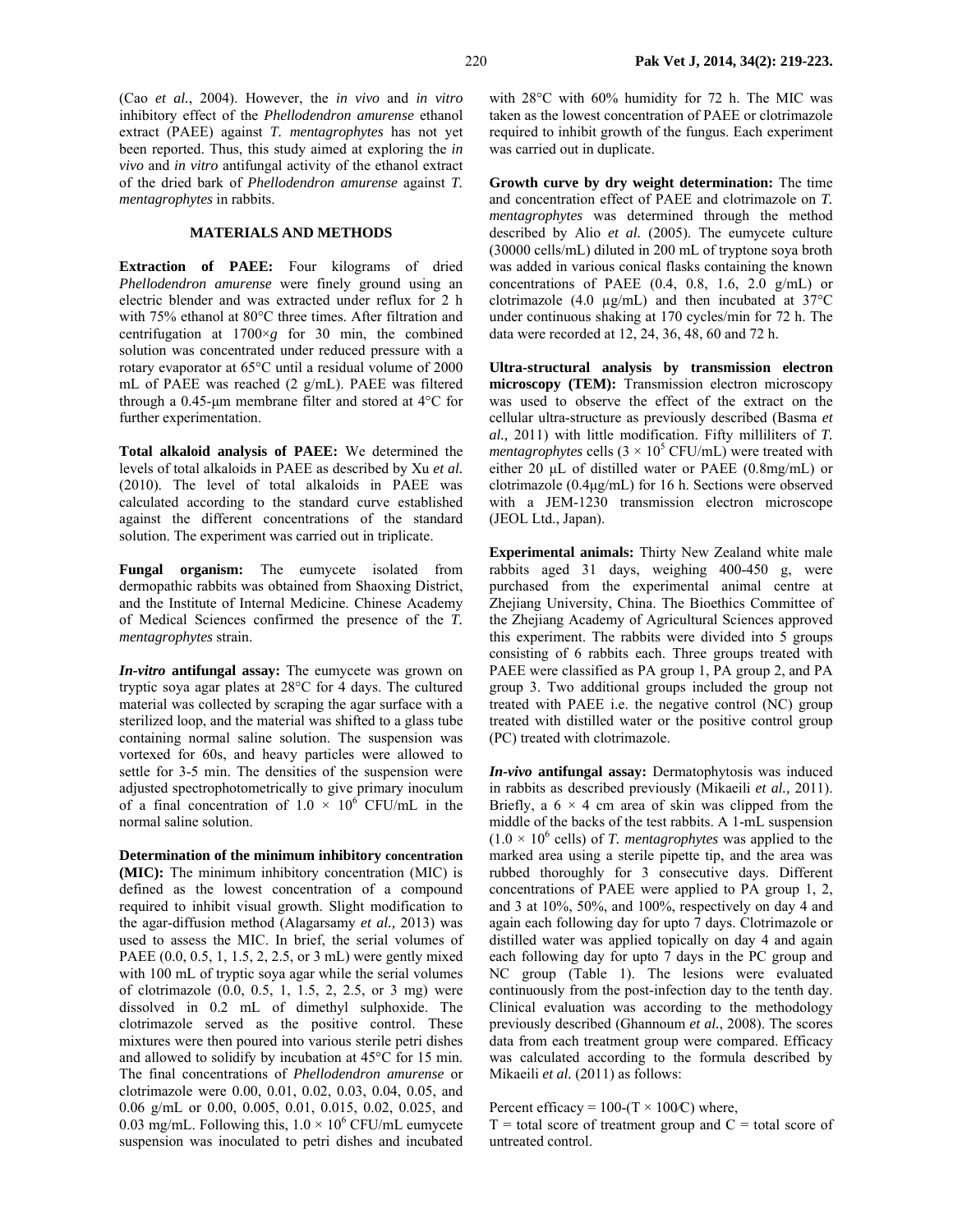(Cao *et al.*, 2004). However, the *in vivo* and *in vitro* inhibitory effect of the *Phellodendron amurense* ethanol extract (PAEE) against *T. mentagrophytes* has not yet been reported. Thus, this study aimed at exploring the *in vivo* and *in vitro* antifungal activity of the ethanol extract of the dried bark of *Phellodendron amurense* against *T. mentagrophytes* in rabbits.

## MATERIALS AND METHODS

**Extraction of PAEE:** Four kilograms of dried *Phellodendron amurense* were finely ground using an electric blender and was extracted under reflux for 2 h with 75% ethanol at 80°C three times. After filtration and centrifugation at 1700×*g* for 30 min, the combined solution was concentrated under reduced pressure with a rotary evaporator at 65°C until a residual volume of 2000 mL of PAEE was reached (2 g/mL). PAEE was filtered through a 0.45-μm membrane filter and stored at 4°C for further experimentation.

**Total alkaloid analysis of PAEE:** We determined the levels of total alkaloids in PAEE as described by Xu *et al.* (2010). The level of total alkaloids in PAEE was calculated according to the standard curve established against the different concentrations of the standard solution. The experiment was carried out in triplicate.

**Fungal organism:** The eumycete isolated from dermopathic rabbits was obtained from Shaoxing District, and the Institute of Internal Medicine. Chinese Academy of Medical Sciences confirmed the presence of the *T. mentagrophytes* strain.

***In-vitro*** **antifungal assay:** The eumycete was grown on tryptic soya agar plates at 28°C for 4 days. The cultured material was collected by scraping the agar surface with a sterilized loop, and the material was shifted to a glass tube containing normal saline solution. The suspension was vortexed for 60s, and heavy particles were allowed to settle for 3-5 min. The densities of the suspension were adjusted spectrophotometrically to give primary inoculum of a final concentration of $1.0 \times 10^6$ CFU/mL in the normal saline solution.

**Determination of the minimum inhibitory concentration (MIC):** The minimum inhibitory concentration (MIC) is defined as the lowest concentration of a compound required to inhibit visual growth. Slight modification to the agar-diffusion method (Alagarsamy *et al.,* 2013) was used to assess the MIC. In brief, the serial volumes of PAEE (0.0, 0.5, 1, 1.5, 2, 2.5, or 3 mL) were gently mixed with 100 mL of tryptic soya agar while the serial volumes of clotrimazole (0.0, 0.5, 1, 1.5, 2, 2.5, or 3 mg) were dissolved in 0.2 mL of dimethyl sulphoxide. The clotrimazole served as the positive control. These mixtures were then poured into various sterile petri dishes and allowed to solidify by incubation at 45°C for 15 min. The final concentrations of *Phellodendron amurense* or clotrimazole were 0.00, 0.01, 0.02, 0.03, 0.04, 0.05, and 0.06 g/mL or 0.00, 0.005, 0.01, 0.015, 0.02, 0.025, and 0.03 mg/mL. Following this, $1.0 \times 10^6$ CFU/mL eumycete suspension was inoculated to petri dishes and incubated with 28°C with 60% humidity for 72 h. The MIC was taken as the lowest concentration of PAEE or clotrimazole required to inhibit growth of the fungus. Each experiment was carried out in duplicate.

**Growth curve by dry weight determination:** The time and concentration effect of PAEE and clotrimazole on *T. mentagrophytes* was determined through the method described by Alio *et al.* (2005). The eumycete culture (30000 cells/mL) diluted in 200 mL of tryptone soya broth was added in various conical flasks containing the known concentrations of PAEE (0.4, 0.8, 1.6, 2.0 g/mL) or clotrimazole (4.0 μg/mL) and then incubated at 37°C under continuous shaking at 170 cycles/min for 72 h. The data were recorded at 12, 24, 36, 48, 60 and 72 h.

**Ultra-structural analysis by transmission electron microscopy (TEM):** Transmission electron microscopy was used to observe the effect of the extract on the cellular ultra-structure as previously described (Basma *et al.,* 2011) with little modification. Fifty milliliters of *T. mentagrophytes* cells ($3 \times 10^5$ CFU/mL) were treated with either 20 μL of distilled water or PAEE (0.8mg/mL) or clotrimazole (0.4μg/mL) for 16 h. Sections were observed with a JEM-1230 transmission electron microscope (JEOL Ltd., Japan).

**Experimental animals:** Thirty New Zealand white male rabbits aged 31 days, weighing 400-450 g, were purchased from the experimental animal centre at Zhejiang University, China. The Bioethics Committee of the Zhejiang Academy of Agricultural Sciences approved this experiment. The rabbits were divided into 5 groups consisting of 6 rabbits each. Three groups treated with PAEE were classified as PA group 1, PA group 2, and PA group 3. Two additional groups included the group not treated with PAEE i.e. the negative control (NC) group treated with distilled water or the positive control group (PC) treated with clotrimazole.

***In-vivo*** **antifungal assay:** Dermatophytosis was induced in rabbits as described previously (Mikaeili *et al.,* 2011). Briefly, a $6 \times 4$ cm area of skin was clipped from the middle of the backs of the test rabbits. A 1-mL suspension ($1.0 \times 10^6$ cells) of *T. mentagrophytes* was applied to the marked area using a sterile pipette tip, and the area was rubbed thoroughly for 3 consecutive days. Different concentrations of PAEE were applied to PA group 1, 2, and 3 at 10%, 50%, and 100%, respectively on day 4 and again each following day for upto 7 days. Clotrimazole or distilled water was applied topically on day 4 and again each following day for upto 7 days in the PC group and NC group (Table 1). The lesions were evaluated continuously from the post-infection day to the tenth day. Clinical evaluation was according to the methodology previously described (Ghannoum *et al.*, 2008). The scores data from each treatment group were compared. Efficacy was calculated according to the formula described by Mikaeili *et al.* (2011) as follows:

Percent efficacy = $100-(T \times 100/C)$ where,
T = total score of treatment group and C = total score of untreated control.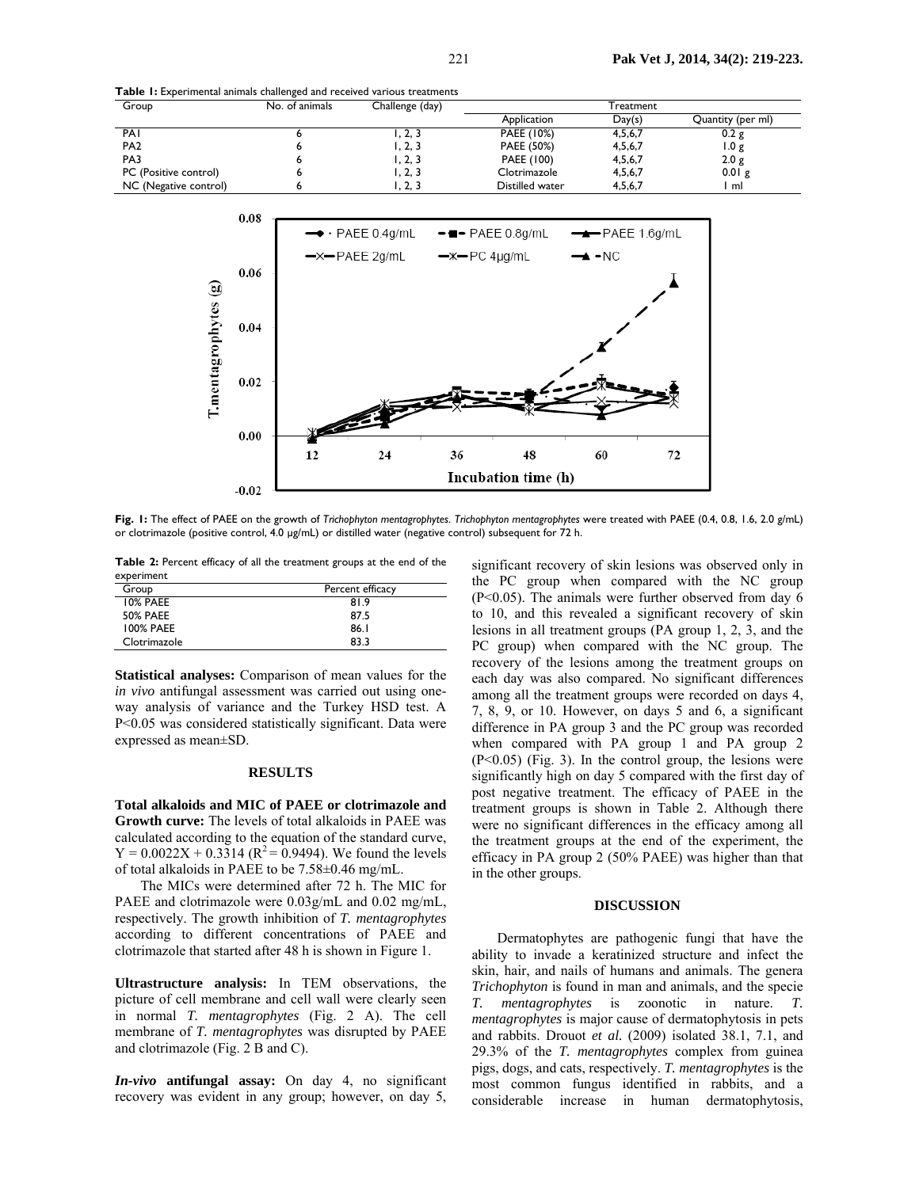**Table 1:** Experimental animals challenged and received various treatments

| Group | No. of animals | Challenge (day) | Treatment | | |
|---|---|---|---|---|---|
| | | | Application | Day(s) | Quantity (per ml) |
| PA1 | 6 | 1, 2, 3 | PAEE (10%) | 4,5,6,7 | 0.2 g |
| PA2 | 6 | 1, 2, 3 | PAEE (50%) | 4,5,6,7 | 1.0 g |
| PA3 | 6 | 1, 2, 3 | PAEE (100) | 4,5,6,7 | 2.0 g |
| PC (Positive control) | 6 | 1, 2, 3 | Clotrimazole | 4,5,6,7 | 0.01 g |
| NC (Negative control) | 6 | 1, 2, 3 | Distilled water | 4,5,6,7 | 1 ml |

**Fig. 1:** The effect of PAEE on the growth of *Trichophyton mentagrophytes*. *Trichophyton mentagrophytes* were treated with PAEE (0.4, 0.8, 1.6, 2.0 g/mL) or clotrimazole (positive control, 4.0 µg/mL) or distilled water (negative control) subsequent for 72 h.

**Table 2:** Percent efficacy of all the treatment groups at the end of the experiment

| Group | Percent efficacy |
|---|---|
| 10% PAEE | 81.9 |
| 50% PAEE | 87.5 |
| 100% PAEE | 86.1 |
| Clotrimazole | 83.3 |

**Statistical analyses:** Comparison of mean values for the *in vivo* antifungal assessment was carried out using one-way analysis of variance and the Turkey HSD test. A $P<0.05$ was considered statistically significant. Data were expressed as mean±SD.

## RESULTS

**Total alkaloids and MIC of PAEE or clotrimazole and Growth curve:** The levels of total alkaloids in PAEE was calculated according to the equation of the standard curve, $Y = 0.0022X + 0.3314$ ($R^2 = 0.9494$). We found the levels of total alkaloids in PAEE to be 7.58±0.46 mg/mL.

The MICs were determined after 72 h. The MIC for PAEE and clotrimazole were 0.03g/mL and 0.02 mg/mL, respectively. The growth inhibition of *T. mentagrophytes* according to different concentrations of PAEE and clotrimazole that started after 48 h is shown in Figure 1.

**Ultrastructure analysis:** In TEM observations, the picture of cell membrane and cell wall were clearly seen in normal *T. mentagrophytes* (Fig. 2 A). The cell membrane of *T. mentagrophytes* was disrupted by PAEE and clotrimazole (Fig. 2 B and C).

***In-vivo* antifungal assay:** On day 4, no significant recovery was evident in any group; however, on day 5, significant recovery of skin lesions was observed only in the PC group when compared with the NC group ($P<0.05$). The animals were further observed from day 6 to 10, and this revealed a significant recovery of skin lesions in all treatment groups (PA group 1, 2, 3, and the PC group) when compared with the NC group. The recovery of the lesions among the treatment groups on each day was also compared. No significant differences among all the treatment groups were recorded on days 4, 7, 8, 9, or 10. However, on days 5 and 6, a significant difference in PA group 3 and the PC group was recorded when compared with PA group 1 and PA group 2 ($P<0.05$) (Fig. 3). In the control group, the lesions were significantly high on day 5 compared with the first day of post negative treatment. The efficacy of PAEE in the treatment groups is shown in Table 2. Although there were no significant differences in the efficacy among all the treatment groups at the end of the experiment, the efficacy in PA group 2 (50% PAEE) was higher than that in the other groups.

## DISCUSSION

Dermatophytes are pathogenic fungi that have the ability to invade a keratinized structure and infect the skin, hair, and nails of humans and animals. The genera *Trichophyton* is found in man and animals, and the specie *T. mentagrophytes* is zoonotic in nature. *T. mentagrophytes* is major cause of dermatophytosis in pets and rabbits. Drouot *et al.* (2009) isolated 38.1, 7.1, and 29.3% of the *T. mentagrophytes* complex from guinea pigs, dogs, and cats, respectively. *T. mentagrophytes* is the most common fungus identified in rabbits, and a considerable increase in human dermatophytosis,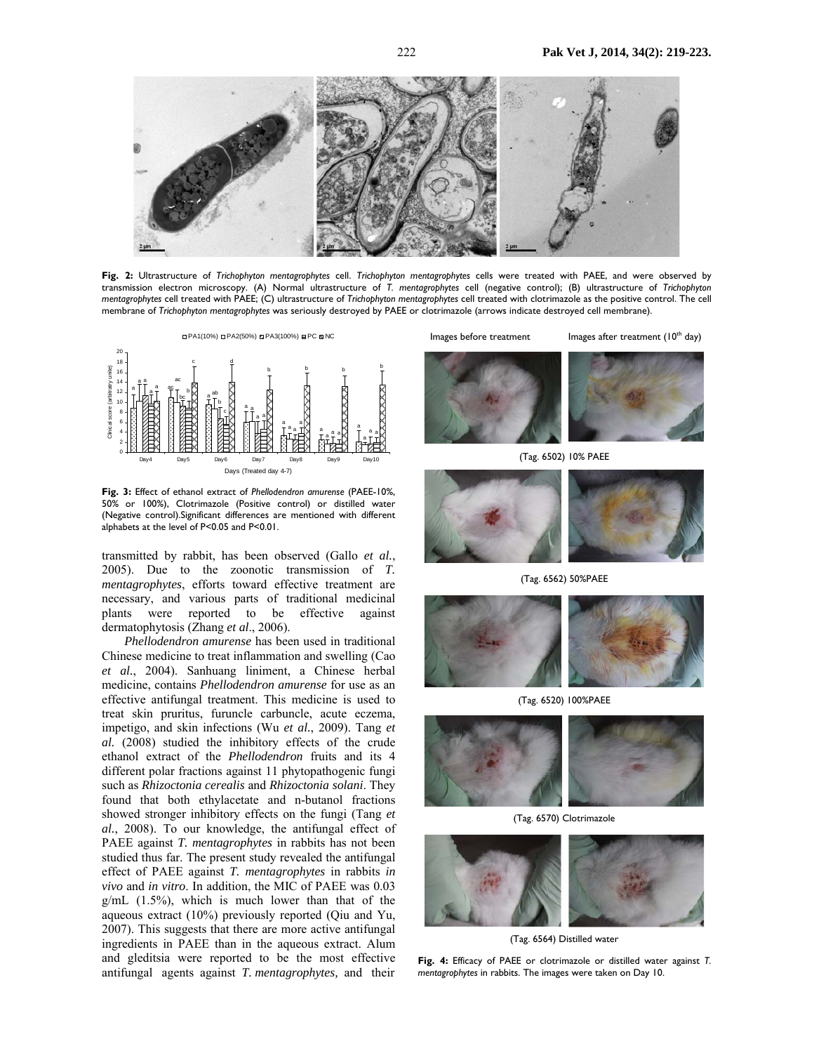**Fig. 2:** Ultrastructure of *Trichophyton mentagrophytes* cell. *Trichophyton mentagrophytes* cells were treated with PAEE, and were observed by transmission electron microscopy. (A) Normal ultrastructure of *T. mentagrophytes* cell (negative control); (B) ultrastructure of *Trichophyton mentagrophytes* cell treated with PAEE; (C) ultrastructure of *Trichophyton mentagrophytes* cell treated with clotrimazole as the positive control. The cell membrane of *Trichophyton mentagrophytes* was seriously destroyed by PAEE or clotrimazole (arrows indicate destroyed cell membrane).

**Fig. 3:** Effect of ethanol extract of *Phellodendron amurense* (PAEE-10%, 50% or 100%), Clotrimazole (Positive control) or distilled water (Negative control).Significant differences are mentioned with different alphabets at the level of P<0.05 and P<0.01.

transmitted by rabbit, has been observed (Gallo *et al.*, 2005). Due to the zoonotic transmission of *T. mentagrophytes*, efforts toward effective treatment are necessary, and various parts of traditional medicinal plants were reported to be effective against dermatophytosis (Zhang *et al*., 2006).

*Phellodendron amurense* has been used in traditional Chinese medicine to treat inflammation and swelling (Cao *et al*., 2004). Sanhuang liniment, a Chinese herbal medicine, contains *Phellodendron amurense* for use as an effective antifungal treatment. This medicine is used to treat skin pruritus, furuncle carbuncle, acute eczema, impetigo, and skin infections (Wu *et al.*, 2009). Tang *et al.* (2008) studied the inhibitory effects of the crude ethanol extract of the *Phellodendron* fruits and its 4 different polar fractions against 11 phytopathogenic fungi such as *Rhizoctonia cerealis* and *Rhizoctonia solani*. They found that both ethylacetate and n-butanol fractions showed stronger inhibitory effects on the fungi (Tang *et al.*, 2008). To our knowledge, the antifungal effect of PAEE against *T. mentagrophytes* in rabbits has not been studied thus far. The present study revealed the antifungal effect of PAEE against *T. mentagrophytes* in rabbits *in vivo* and *in vitro*. In addition, the MIC of PAEE was 0.03 g/mL (1.5%), which is much lower than that of the aqueous extract (10%) previously reported (Qiu and Yu, 2007). This suggests that there are more active antifungal ingredients in PAEE than in the aqueous extract. Alum and gleditsia were reported to be the most effective antifungal agents against *T. mentagrophytes,* and their

**Fig. 4:** Efficacy of PAEE or clotrimazole or distilled water against *T. mentagrophytes* in rabbits. The images were taken on Day 10.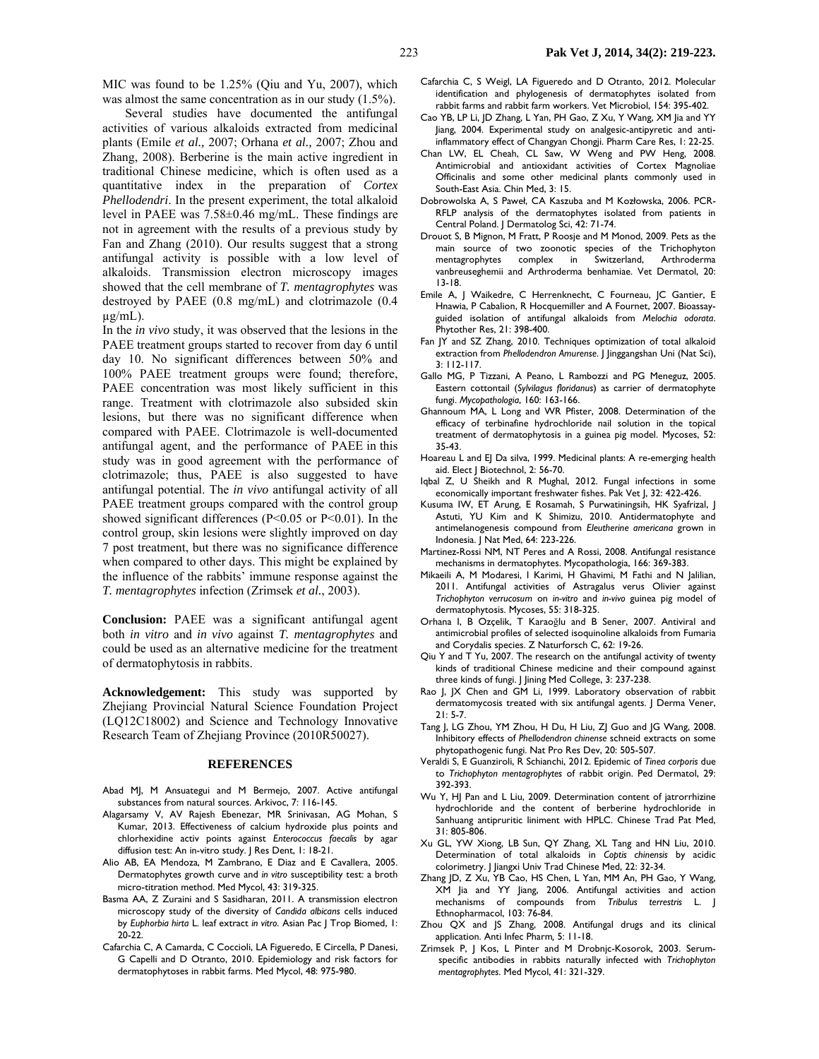MIC was found to be 1.25% (Qiu and Yu, 2007), which was almost the same concentration as in our study (1.5%).

Several studies have documented the antifungal activities of various alkaloids extracted from medicinal plants (Emile *et al.,* 2007; Orhana *et al.,* 2007; Zhou and Zhang, 2008). Berberine is the main active ingredient in traditional Chinese medicine, which is often used as a quantitative index in the preparation of *Cortex Phellodendri*. In the present experiment, the total alkaloid level in PAEE was 7.58±0.46 mg/mL. These findings are not in agreement with the results of a previous study by Fan and Zhang (2010). Our results suggest that a strong antifungal activity is possible with a low level of alkaloids. Transmission electron microscopy images showed that the cell membrane of *T. mentagrophytes* was destroyed by PAEE (0.8 mg/mL) and clotrimazole (0.4 µg/mL).

In the *in vivo* study, it was observed that the lesions in the PAEE treatment groups started to recover from day 6 until day 10. No significant differences between 50% and 100% PAEE treatment groups were found; therefore, PAEE concentration was most likely sufficient in this range. Treatment with clotrimazole also subsided skin lesions, but there was no significant difference when compared with PAEE. Clotrimazole is well-documented antifungal agent, and the performance of PAEE in this study was in good agreement with the performance of clotrimazole; thus, PAEE is also suggested to have antifungal potential. The *in vivo* antifungal activity of all PAEE treatment groups compared with the control group showed significant differences ($P<0.05$ or $P<0.01$). In the control group, skin lesions were slightly improved on day 7 post treatment, but there was no significance difference when compared to other days. This might be explained by the influence of the rabbits' immune response against the *T. mentagrophytes* infection (Zrimsek *et al.*, 2003).

**Conclusion:** PAEE was a significant antifungal agent both *in vitro* and *in vivo* against *T. mentagrophytes* and could be used as an alternative medicine for the treatment of dermatophytosis in rabbits.

**Acknowledgement:** This study was supported by Zhejiang Provincial Natural Science Foundation Project (LQ12C18002) and Science and Technology Innovative Research Team of Zhejiang Province (2010R50027).

## REFERENCES

Abad MJ, M Ansuategui and M Bermejo, 2007. Active antifungal substances from natural sources. Arkivoc, 7: 116-145.

Alagarsamy V, AV Rajesh Ebenezar, MR Srinivasan, AG Mohan, S Kumar, 2013. Effectiveness of calcium hydroxide plus points and chlorhexidine activ points against *Enterococcus faecalis* by agar diffusion test: An in-vitro study. J Res Dent, 1: 18-21.

Alio AB, EA Mendoza, M Zambrano, E Diaz and E Cavallera, 2005. Dermatophytes growth curve and *in vitro* susceptibility test: a broth micro-titration method. Med Mycol, 43: 319-325.

Basma AA, Z Zuraini and S Sasidharan, 2011. A transmission electron microscopy study of the diversity of *Candida albicans* cells induced by *Euphorbia hirta* L. leaf extract *in vitro*. Asian Pac J Trop Biomed, 1: 20-22.

Cafarchia C, A Camarda, C Coccioli, LA Figueredo, E Circella, P Danesi, G Capelli and D Otranto, 2010. Epidemiology and risk factors for dermatophytoses in rabbit farms. Med Mycol, 48: 975-980.

Cafarchia C, S Weigl, LA Figueredo and D Otranto, 2012. Molecular identification and phylogenesis of dermatophytes isolated from rabbit farms and rabbit farm workers. Vet Microbiol, 154: 395-402.

Cao YB, LP Li, JD Zhang, L Yan, PH Gao, Z Xu, Y Wang, XM Jia and YY Jiang, 2004. Experimental study on analgesic-antipyretic and anti-inflammatory effect of Changyan Chongji. Pharm Care Res, 1: 22-25.

Chan LW, EL Cheah, CL Saw, W Weng and PW Heng, 2008. Antimicrobial and antioxidant activities of Cortex Magnoliae Officinalis and some other medicinal plants commonly used in South-East Asia. Chin Med, 3: 15.

Dobrowolska A, S Paweł, CA Kaszuba and M Kozłowska, 2006. PCR-RFLP analysis of the dermatophytes isolated from patients in Central Poland. J Dermatolog Sci, 42: 71-74.

Drouot S, B Mignon, M Fratt, P Roosje and M Monod, 2009. Pets as the main source of two zoonotic species of the Trichophyton mentagrophytes complex in Switzerland, Arthroderma vanbreuseghemii and Arthroderma benhamiae. Vet Dermatol, 20: 13-18.

Emile A, J Waikedre, C Herrenknecht, C Fourneau, JC Gantier, E Hnawia, P Cabalion, R Hocquemiller and A Fournet, 2007. Bioassay-guided isolation of antifungal alkaloids from *Melochia odorata*. Phytother Res, 21: 398-400.

Fan JY and SZ Zhang, 2010. Techniques optimization of total alkaloid extraction from *Phellodendron Amurense*. J Jinggangshan Uni (Nat Sci), 3: 112-117.

Gallo MG, P Tizzani, A Peano, L Rambozzi and PG Meneguz, 2005. Eastern cottontail (*Sylvilagus floridanus*) as carrier of dermatophyte fungi. *Mycopathologia*, 160: 163-166.

Ghannoum MA, L Long and WR Pfister, 2008. Determination of the efficacy of terbinafine hydrochloride nail solution in the topical treatment of dermatophytosis in a guinea pig model. Mycoses, 52: 35-43.

Hoareau L and EJ Da silva, 1999. Medicinal plants: A re-emerging health aid. Elect J Biotechnol, 2: 56-70.

Iqbal Z, U Sheikh and R Mughal, 2012. Fungal infections in some economically important freshwater fishes. Pak Vet J, 32: 422-426.

Kusuma IW, ET Arung, E Rosamah, S Purwatiningsih, HK Syafrizal, J Astuti, YU Kim and K Shimizu, 2010. Antidermatophyte and antimelanogenesis compound from *Eleutherine americana* grown in Indonesia. J Nat Med, 64: 223-226.

Martinez-Rossi NM, NT Peres and A Rossi, 2008. Antifungal resistance mechanisms in dermatophytes. Mycopathologia, 166: 369-383.

Mikaeili A, M Modaresi, I Karimi, H Ghavimi, M Fathi and N Jalilian, 2011. Antifungal activities of Astragalus verus Olivier against *Trichophyton verrucosum* on *in-vitro* and *in-vivo* guinea pig model of dermatophytosis. Mycoses, 55: 318-325.

Orhana I, B Ozçelik, T Karaoğlu and B Sener, 2007. Antiviral and antimicrobial profiles of selected isoquinoline alkaloids from Fumaria and Corydalis species. Z Naturforsch C, 62: 19-26.

Qiu Y and T Yu, 2007. The research on the antifungal activity of twenty kinds of traditional Chinese medicine and their compound against three kinds of fungi. J Jining Med College, 3: 237-238.

Rao J, JX Chen and GM Li, 1999. Laboratory observation of rabbit dermatomycosis treated with six antifungal agents. J Derma Vener, 21: 5-7.

Tang J, LG Zhou, YM Zhou, H Du, H Liu, ZJ Guo and JG Wang, 2008. Inhibitory effects of *Phellodendron chinense* schneid extracts on some phytopathogenic fungi. Nat Pro Res Dev, 20: 505-507.

Veraldi S, E Guanziroli, R Schianchi, 2012. Epidemic of *Tinea corporis* due to *Trichophyton mentagrophytes* of rabbit origin. Ped Dermatol, 29: 392-393.

Wu Y, HJ Pan and L Liu, 2009. Determination content of jatrorrhizine hydrochloride and the content of berberine hydrochloride in Sanhuang antipruritic liniment with HPLC. Chinese Trad Pat Med, 31: 805-806.

Xu GL, YW Xiong, LB Sun, QY Zhang, XL Tang and HN Liu, 2010. Determination of total alkaloids in *Coptis chinensis* by acidic colorimetry. J Jiangxi Univ Trad Chinese Med, 22: 32-34.

Zhang JD, Z Xu, YB Cao, HS Chen, L Yan, MM An, PH Gao, Y Wang, XM Jia and YY Jiang, 2006. Antifungal activities and action mechanisms of compounds from *Tribulus terrestris* L. J Ethnopharmacol, 103: 76-84.

Zhou QX and JS Zhang, 2008. Antifungal drugs and its clinical application. Anti Infec Pharm, 5: 11-18.

Zrimsek P, J Kos, L Pinter and M Drobnjc-Kosorok, 2003. Serum-specific antibodies in rabbits naturally infected with *Trichophyton mentagrophytes*. Med Mycol, 41: 321-329.